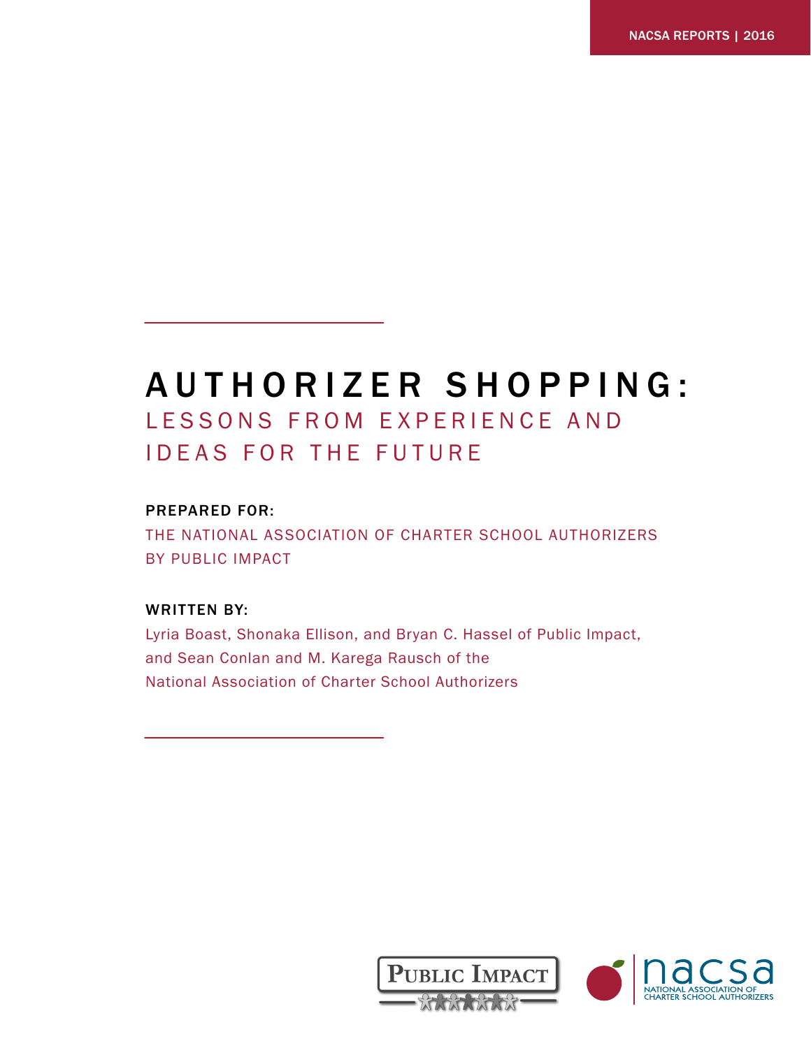NACSA REPORTS | 2016

# AUTHORIZER SHOPPING:

## LESSONS FROM EXPERIENCE AND IDEAS FOR THE FUTURE

**PREPARED FOR:**

THE NATIONAL ASSOCIATION OF CHARTER SCHOOL AUTHORIZERS BY PUBLIC IMPACT

**WRITTEN BY:**

Lyria Boast, Shonaka Ellison, and Bryan C. Hassel of Public Impact, and Sean Conlan and M. Karega Rausch of the National Association of Charter School Authorizers

PUBLIC IMPACT

NACSA NATIONAL ASSOCIATION OF CHARTER SCHOOL AUTHORIZERS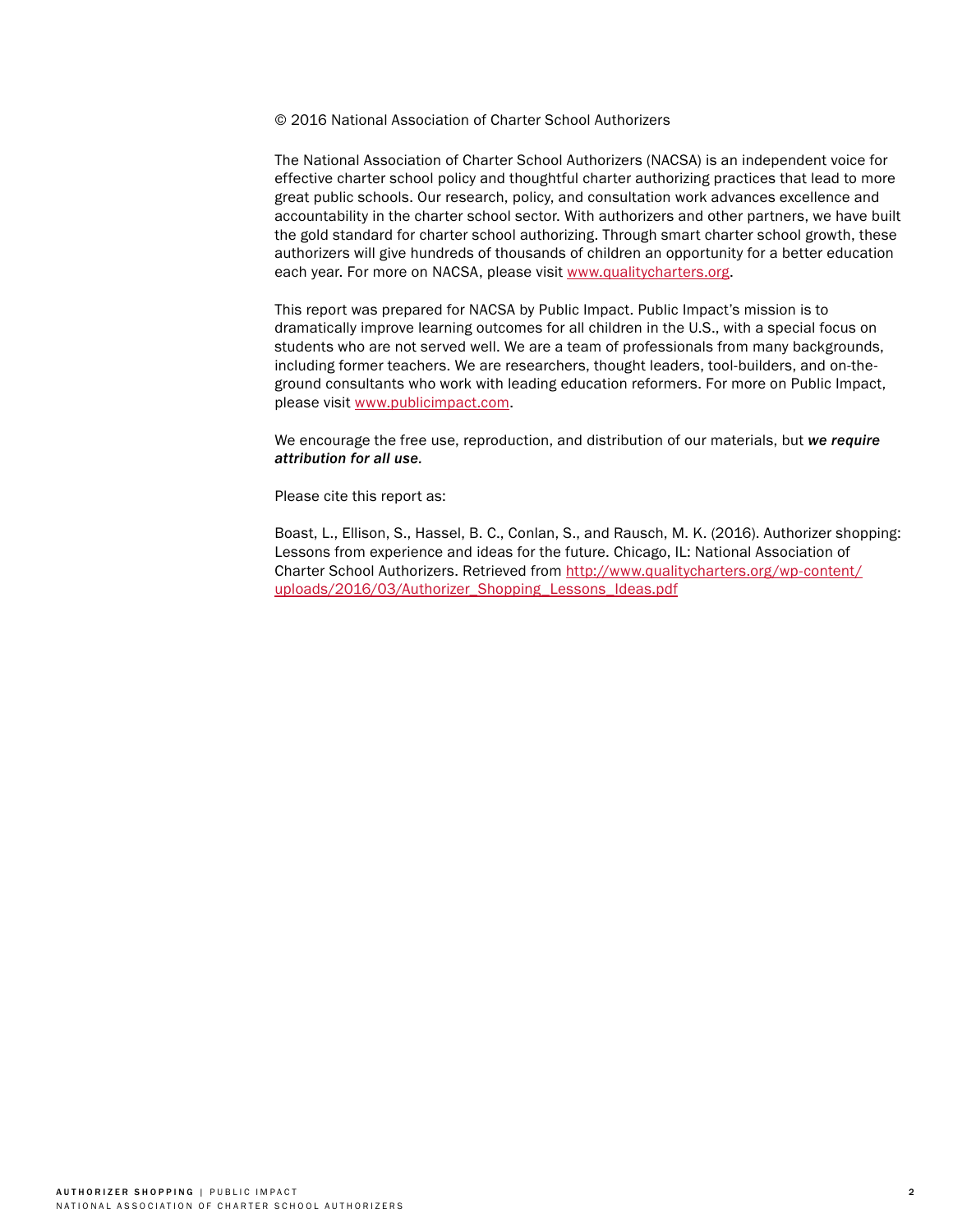© 2016 National Association of Charter School Authorizers

The National Association of Charter School Authorizers (NACSA) is an independent voice for effective charter school policy and thoughtful charter authorizing practices that lead to more great public schools. Our research, policy, and consultation work advances excellence and accountability in the charter school sector. With authorizers and other partners, we have built the gold standard for charter school authorizing. Through smart charter school growth, these authorizers will give hundreds of thousands of children an opportunity for a better education each year. For more on NACSA, please visit [www.qualitycharters.org](http://www.qualitycharters.org).

This report was prepared for NACSA by Public Impact. Public Impact's mission is to dramatically improve learning outcomes for all children in the U.S., with a special focus on students who are not served well. We are a team of professionals from many backgrounds, including former teachers. We are researchers, thought leaders, tool-builders, and on-the-ground consultants who work with leading education reformers. For more on Public Impact, please visit [www.publicimpact.com](http://www.publicimpact.com).

We encourage the free use, reproduction, and distribution of our materials, but ***we require attribution for all use.***

Please cite this report as:

Boast, L., Ellison, S., Hassel, B. C., Conlan, S., and Rausch, M. K. (2016). Authorizer shopping: Lessons from experience and ideas for the future. Chicago, IL: National Association of Charter School Authorizers. Retrieved from [http://www.qualitycharters.org/wp-content/uploads/2016/03/Authorizer_Shopping_Lessons_Ideas.pdf](http://www.qualitycharters.org/wp-content/uploads/2016/03/Authorizer_Shopping_Lessons_Ideas.pdf)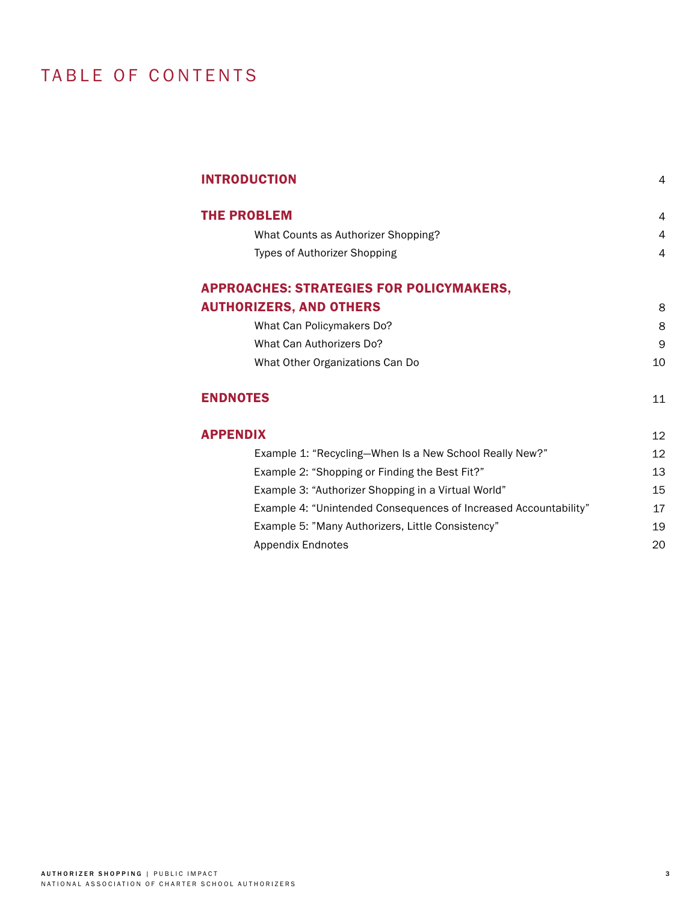# TABLE OF CONTENTS

| | |
|---|---|
| **INTRODUCTION** | 4 |
| **THE PROBLEM** | 4 |
| What Counts as Authorizer Shopping? | 4 |
| Types of Authorizer Shopping | 4 |
| **APPROACHES: STRATEGIES FOR POLICYMAKERS, AUTHORIZERS, AND OTHERS** | 8 |
| What Can Policymakers Do? | 8 |
| What Can Authorizers Do? | 9 |
| What Other Organizations Can Do | 10 |
| **ENDNOTES** | 11 |
| **APPENDIX** | 12 |
| Example 1: "Recycling—When Is a New School Really New?" | 12 |
| Example 2: "Shopping or Finding the Best Fit?" | 13 |
| Example 3: "Authorizer Shopping in a Virtual World" | 15 |
| Example 4: "Unintended Consequences of Increased Accountability" | 17 |
| Example 5: "Many Authorizers, Little Consistency" | 19 |
| Appendix Endnotes | 20 |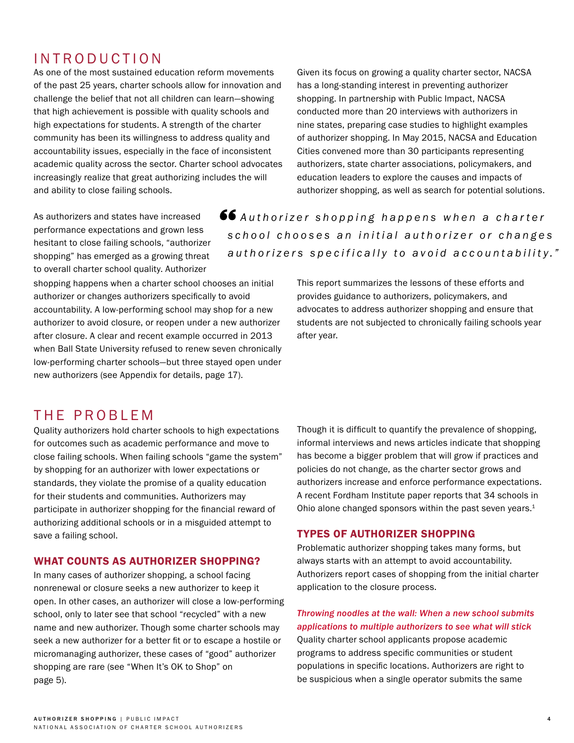## INTRODUCTION

As one of the most sustained education reform movements of the past 25 years, charter schools allow for innovation and challenge the belief that not all children can learn—showing that high achievement is possible with quality schools and high expectations for students. A strength of the charter community has been its willingness to address quality and accountability issues, especially in the face of inconsistent academic quality across the sector. Charter school advocates increasingly realize that great authorizing includes the will and ability to close failing schools.

As authorizers and states have increased performance expectations and grown less hesitant to close failing schools, "authorizer shopping" has emerged as a growing threat to overall charter school quality. Authorizer shopping happens when a charter school chooses an initial authorizer or changes authorizers specifically to avoid accountability. A low-performing school may shop for a new authorizer to avoid closure, or reopen under a new authorizer after closure. A clear and recent example occurred in 2013 when Ball State University refused to renew seven chronically low-performing charter schools—but three stayed open under new authorizers (see Appendix for details, page 17).

Given its focus on growing a quality charter sector, NACSA has a long-standing interest in preventing authorizer shopping. In partnership with Public Impact, NACSA conducted more than 20 interviews with authorizers in nine states, preparing case studies to highlight examples of authorizer shopping. In May 2015, NACSA and Education Cities convened more than 30 participants representing authorizers, state charter associations, policymakers, and education leaders to explore the causes and impacts of authorizer shopping, as well as search for potential solutions.

> *"Authorizer shopping happens when a charter school chooses an initial authorizer or changes authorizers specifically to avoid accountability."*

This report summarizes the lessons of these efforts and provides guidance to authorizers, policymakers, and advocates to address authorizer shopping and ensure that students are not subjected to chronically failing schools year after year.

## THE PROBLEM

Quality authorizers hold charter schools to high expectations for outcomes such as academic performance and move to close failing schools. When failing schools "game the system" by shopping for an authorizer with lower expectations or standards, they violate the promise of a quality education for their students and communities. Authorizers may participate in authorizer shopping for the financial reward of authorizing additional schools or in a misguided attempt to save a failing school.

### WHAT COUNTS AS AUTHORIZER SHOPPING?

In many cases of authorizer shopping, a school facing nonrenewal or closure seeks a new authorizer to keep it open. In other cases, an authorizer will close a low-performing school, only to later see that school "recycled" with a new name and new authorizer. Though some charter schools may seek a new authorizer for a better fit or to escape a hostile or micromanaging authorizer, these cases of "good" authorizer shopping are rare (see "When It's OK to Shop" on page 5).

Though it is difficult to quantify the prevalence of shopping, informal interviews and news articles indicate that shopping has become a bigger problem that will grow if practices and policies do not change, as the charter sector grows and authorizers increase and enforce performance expectations. A recent Fordham Institute paper reports that 34 schools in Ohio alone changed sponsors within the past seven years.[1]

### TYPES OF AUTHORIZER SHOPPING

Problematic authorizer shopping takes many forms, but always starts with an attempt to avoid accountability. Authorizers report cases of shopping from the initial charter application to the closure process.

*Throwing noodles at the wall: When a new school submits applications to multiple authorizers to see what will stick*

Quality charter school applicants propose academic programs to address specific communities or student populations in specific locations. Authorizers are right to be suspicious when a single operator submits the same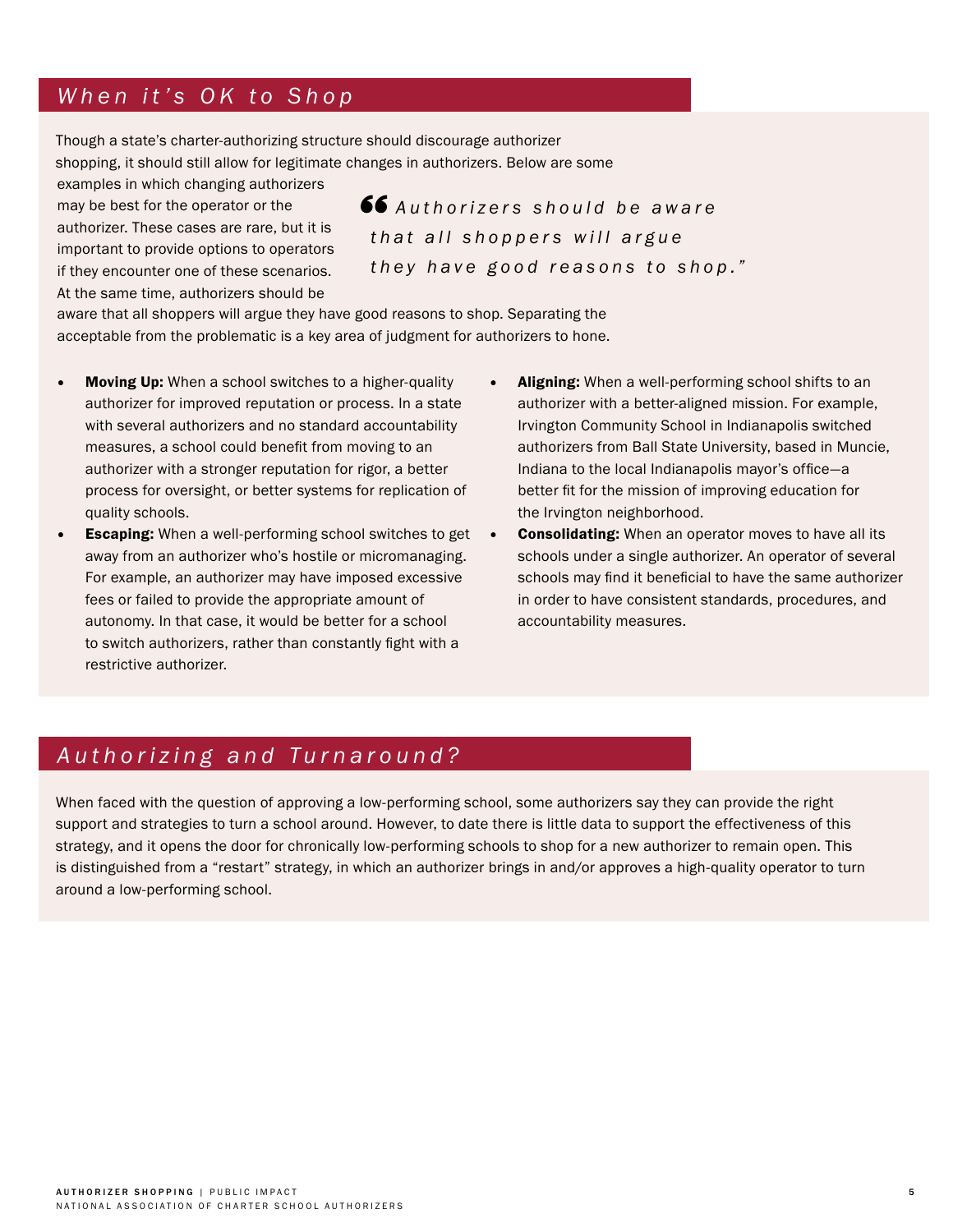## *When it's OK to Shop*

Though a state's charter-authorizing structure should discourage authorizer shopping, it should still allow for legitimate changes in authorizers. Below are some examples in which changing authorizers may be best for the operator or the authorizer. These cases are rare, but it is important to provide options to operators if they encounter one of these scenarios. At the same time, authorizers should be aware that all shoppers will argue they have good reasons to shop. Separating the acceptable from the problematic is a key area of judgment for authorizers to hone.

> *"Authorizers should be aware that all shoppers will argue they have good reasons to shop."*

- **Moving Up:** When a school switches to a higher-quality authorizer for improved reputation or process. In a state with several authorizers and no standard accountability measures, a school could benefit from moving to an authorizer with a stronger reputation for rigor, a better process for oversight, or better systems for replication of quality schools.
- **Escaping:** When a well-performing school switches to get away from an authorizer who's hostile or micromanaging. For example, an authorizer may have imposed excessive fees or failed to provide the appropriate amount of autonomy. In that case, it would be better for a school to switch authorizers, rather than constantly fight with a restrictive authorizer.
- **Aligning:** When a well-performing school shifts to an authorizer with a better-aligned mission. For example, Irvington Community School in Indianapolis switched authorizers from Ball State University, based in Muncie, Indiana to the local Indianapolis mayor's office—a better fit for the mission of improving education for the Irvington neighborhood.
- **Consolidating:** When an operator moves to have all its schools under a single authorizer. An operator of several schools may find it beneficial to have the same authorizer in order to have consistent standards, procedures, and accountability measures.

## *Authorizing and Turnaround?*

When faced with the question of approving a low-performing school, some authorizers say they can provide the right support and strategies to turn a school around. However, to date there is little data to support the effectiveness of this strategy, and it opens the door for chronically low-performing schools to shop for a new authorizer to remain open. This is distinguished from a "restart" strategy, in which an authorizer brings in and/or approves a high-quality operator to turn around a low-performing school.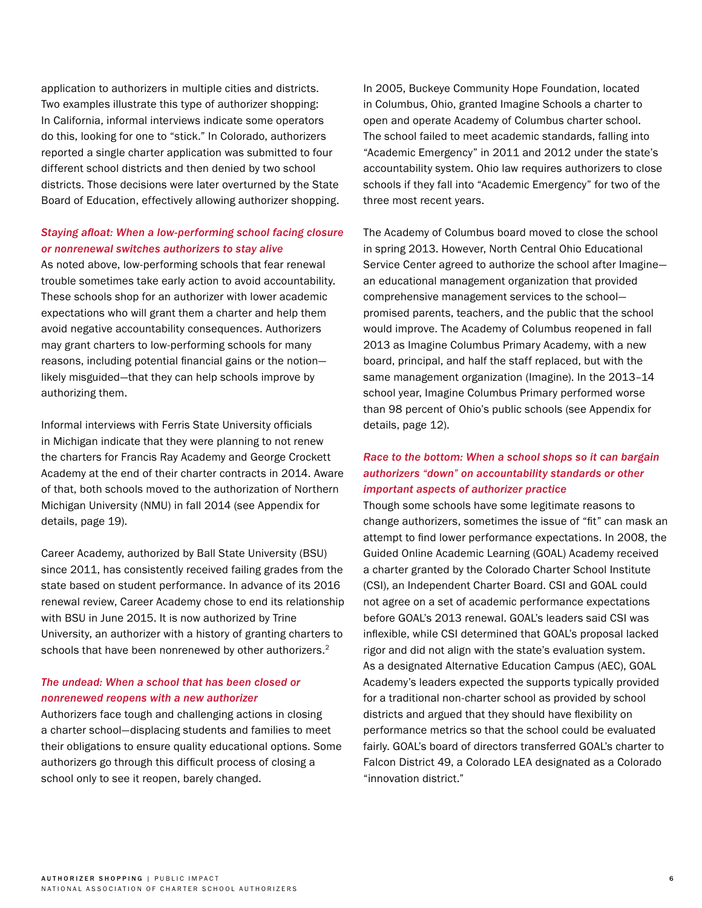application to authorizers in multiple cities and districts. Two examples illustrate this type of authorizer shopping: In California, informal interviews indicate some operators do this, looking for one to "stick." In Colorado, authorizers reported a single charter application was submitted to four different school districts and then denied by two school districts. Those decisions were later overturned by the State Board of Education, effectively allowing authorizer shopping.

### *Staying afloat: When a low-performing school facing closure or nonrenewal switches authorizers to stay alive*

As noted above, low-performing schools that fear renewal trouble sometimes take early action to avoid accountability. These schools shop for an authorizer with lower academic expectations who will grant them a charter and help them avoid negative accountability consequences. Authorizers may grant charters to low-performing schools for many reasons, including potential financial gains or the notion—likely misguided—that they can help schools improve by authorizing them.

Informal interviews with Ferris State University officials in Michigan indicate that they were planning to not renew the charters for Francis Ray Academy and George Crockett Academy at the end of their charter contracts in 2014. Aware of that, both schools moved to the authorization of Northern Michigan University (NMU) in fall 2014 (see Appendix for details, page 19).

Career Academy, authorized by Ball State University (BSU) since 2011, has consistently received failing grades from the state based on student performance. In advance of its 2016 renewal review, Career Academy chose to end its relationship with BSU in June 2015. It is now authorized by Trine University, an authorizer with a history of granting charters to schools that have been nonrenewed by other authorizers.[2]

### *The undead: When a school that has been closed or nonrenewed reopens with a new authorizer*

Authorizers face tough and challenging actions in closing a charter school—displacing students and families to meet their obligations to ensure quality educational options. Some authorizers go through this difficult process of closing a school only to see it reopen, barely changed.

In 2005, Buckeye Community Hope Foundation, located in Columbus, Ohio, granted Imagine Schools a charter to open and operate Academy of Columbus charter school. The school failed to meet academic standards, falling into "Academic Emergency" in 2011 and 2012 under the state's accountability system. Ohio law requires authorizers to close schools if they fall into "Academic Emergency" for two of the three most recent years.

The Academy of Columbus board moved to close the school in spring 2013. However, North Central Ohio Educational Service Center agreed to authorize the school after Imagine—an educational management organization that provided comprehensive management services to the school—promised parents, teachers, and the public that the school would improve. The Academy of Columbus reopened in fall 2013 as Imagine Columbus Primary Academy, with a new board, principal, and half the staff replaced, but with the same management organization (Imagine). In the 2013–14 school year, Imagine Columbus Primary performed worse than 98 percent of Ohio's public schools (see Appendix for details, page 12).

### *Race to the bottom: When a school shops so it can bargain authorizers "down" on accountability standards or other important aspects of authorizer practice*

Though some schools have some legitimate reasons to change authorizers, sometimes the issue of "fit" can mask an attempt to find lower performance expectations. In 2008, the Guided Online Academic Learning (GOAL) Academy received a charter granted by the Colorado Charter School Institute (CSI), an Independent Charter Board. CSI and GOAL could not agree on a set of academic performance expectations before GOAL's 2013 renewal. GOAL's leaders said CSI was inflexible, while CSI determined that GOAL's proposal lacked rigor and did not align with the state's evaluation system. As a designated Alternative Education Campus (AEC), GOAL Academy's leaders expected the supports typically provided for a traditional non-charter school as provided by school districts and argued that they should have flexibility on performance metrics so that the school could be evaluated fairly. GOAL's board of directors transferred GOAL's charter to Falcon District 49, a Colorado LEA designated as a Colorado "innovation district."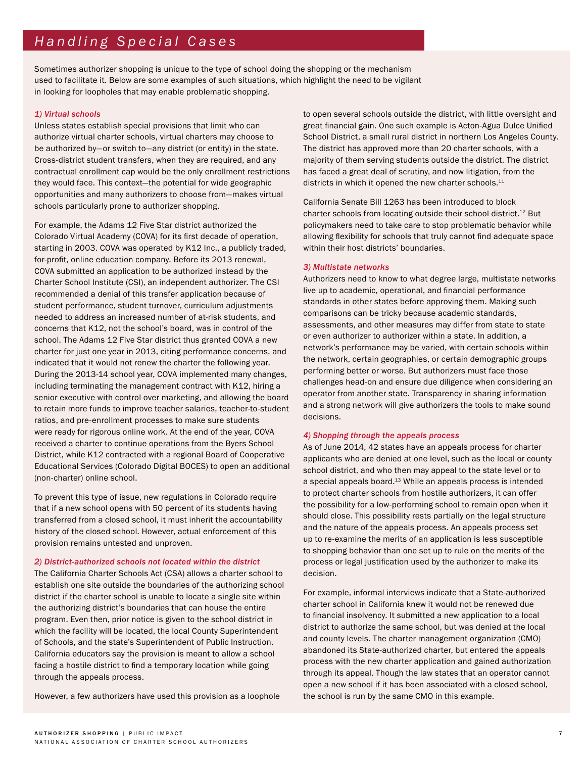## *Handling Special Cases*

Sometimes authorizer shopping is unique to the type of school doing the shopping or the mechanism used to facilitate it. Below are some examples of such situations, which highlight the need to be vigilant in looking for loopholes that may enable problematic shopping.

### *1) Virtual schools*

Unless states establish special provisions that limit who can authorize virtual charter schools, virtual charters may choose to be authorized by—or switch to—any district (or entity) in the state. Cross-district student transfers, when they are required, and any contractual enrollment cap would be the only enrollment restrictions they would face. This context—the potential for wide geographic opportunities and many authorizers to choose from—makes virtual schools particularly prone to authorizer shopping.

For example, the Adams 12 Five Star district authorized the Colorado Virtual Academy (COVA) for its first decade of operation, starting in 2003. COVA was operated by K12 Inc., a publicly traded, for-profit, online education company. Before its 2013 renewal, COVA submitted an application to be authorized instead by the Charter School Institute (CSI), an independent authorizer. The CSI recommended a denial of this transfer application because of student performance, student turnover, curriculum adjustments needed to address an increased number of at-risk students, and concerns that K12, not the school's board, was in control of the school. The Adams 12 Five Star district thus granted COVA a new charter for just one year in 2013, citing performance concerns, and indicated that it would not renew the charter the following year. During the 2013-14 school year, COVA implemented many changes, including terminating the management contract with K12, hiring a senior executive with control over marketing, and allowing the board to retain more funds to improve teacher salaries, teacher-to-student ratios, and pre-enrollment processes to make sure students were ready for rigorous online work. At the end of the year, COVA received a charter to continue operations from the Byers School District, while K12 contracted with a regional Board of Cooperative Educational Services (Colorado Digital BOCES) to open an additional (non-charter) online school.

To prevent this type of issue, new regulations in Colorado require that if a new school opens with 50 percent of its students having transferred from a closed school, it must inherit the accountability history of the closed school. However, actual enforcement of this provision remains untested and unproven.

### *2) District-authorized schools not located within the district*

The California Charter Schools Act (CSA) allows a charter school to establish one site outside the boundaries of the authorizing school district if the charter school is unable to locate a single site within the authorizing district's boundaries that can house the entire program. Even then, prior notice is given to the school district in which the facility will be located, the local County Superintendent of Schools, and the state's Superintendent of Public Instruction. California educators say the provision is meant to allow a school facing a hostile district to find a temporary location while going through the appeals process.

However, a few authorizers have used this provision as a loophole to open several schools outside the district, with little oversight and great financial gain. One such example is Acton-Agua Dulce Unified School District, a small rural district in northern Los Angeles County. The district has approved more than 20 charter schools, with a majority of them serving students outside the district. The district has faced a great deal of scrutiny, and now litigation, from the districts in which it opened the new charter schools.[11]

California Senate Bill 1263 has been introduced to block charter schools from locating outside their school district.[12] But policymakers need to take care to stop problematic behavior while allowing flexibility for schools that truly cannot find adequate space within their host districts' boundaries.

### *3) Multistate networks*

Authorizers need to know to what degree large, multistate networks live up to academic, operational, and financial performance standards in other states before approving them. Making such comparisons can be tricky because academic standards, assessments, and other measures may differ from state to state or even authorizer to authorizer within a state. In addition, a network's performance may be varied, with certain schools within the network, certain geographies, or certain demographic groups performing better or worse. But authorizers must face those challenges head-on and ensure due diligence when considering an operator from another state. Transparency in sharing information and a strong network will give authorizers the tools to make sound decisions.

### *4) Shopping through the appeals process*

As of June 2014, 42 states have an appeals process for charter applicants who are denied at one level, such as the local or county school district, and who then may appeal to the state level or to a special appeals board.[13] While an appeals process is intended to protect charter schools from hostile authorizers, it can offer the possibility for a low-performing school to remain open when it should close. This possibility rests partially on the legal structure and the nature of the appeals process. An appeals process set up to re-examine the merits of an application is less susceptible to shopping behavior than one set up to rule on the merits of the process or legal justification used by the authorizer to make its decision.

For example, informal interviews indicate that a State-authorized charter school in California knew it would not be renewed due to financial insolvency. It submitted a new application to a local district to authorize the same school, but was denied at the local and county levels. The charter management organization (CMO) abandoned its State-authorized charter, but entered the appeals process with the new charter application and gained authorization through its appeal. Though the law states that an operator cannot open a new school if it has been associated with a closed school, the school is run by the same CMO in this example.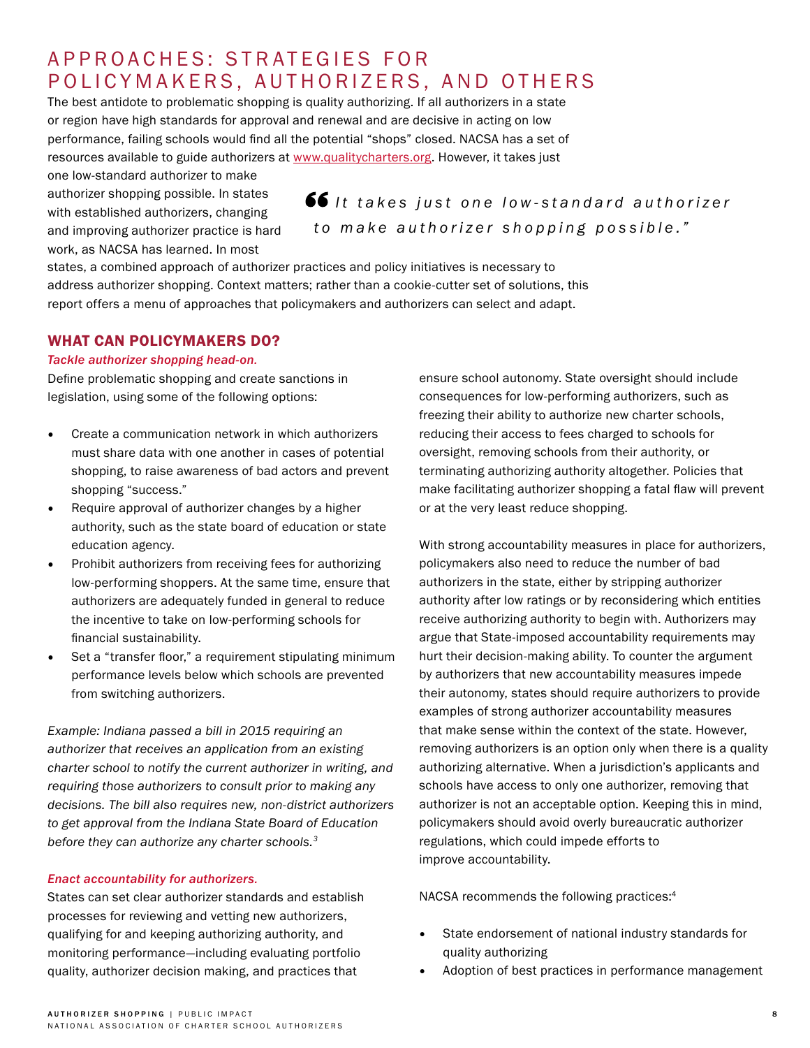# APPROACHES: STRATEGIES FOR POLICYMAKERS, AUTHORIZERS, AND OTHERS

The best antidote to problematic shopping is quality authorizing. If all authorizers in a state or region have high standards for approval and renewal and are decisive in acting on low performance, failing schools would find all the potential "shops" closed. NACSA has a set of resources available to guide authorizers at [www.qualitycharters.org](www.qualitycharters.org). However, it takes just one low-standard authorizer to make authorizer shopping possible. In states with established authorizers, changing and improving authorizer practice is hard work, as NACSA has learned. In most states, a combined approach of authorizer practices and policy initiatives is necessary to address authorizer shopping. Context matters; rather than a cookie-cutter set of solutions, this report offers a menu of approaches that policymakers and authorizers can select and adapt.

> "It takes just one low-standard authorizer to make authorizer shopping possible."

## WHAT CAN POLICYMAKERS DO?

***Tackle authorizer shopping head-on.***

Define problematic shopping and create sanctions in legislation, using some of the following options:

- Create a communication network in which authorizers must share data with one another in cases of potential shopping, to raise awareness of bad actors and prevent shopping "success."
- Require approval of authorizer changes by a higher authority, such as the state board of education or state education agency.
- Prohibit authorizers from receiving fees for authorizing low-performing shoppers. At the same time, ensure that authorizers are adequately funded in general to reduce the incentive to take on low-performing schools for financial sustainability.
- Set a "transfer floor," a requirement stipulating minimum performance levels below which schools are prevented from switching authorizers.

*Example: Indiana passed a bill in 2015 requiring an authorizer that receives an application from an existing charter school to notify the current authorizer in writing, and requiring those authorizers to consult prior to making any decisions. The bill also requires new, non-district authorizers to get approval from the Indiana State Board of Education before they can authorize any charter schools.*[3]

***Enact accountability for authorizers.***

States can set clear authorizer standards and establish processes for reviewing and vetting new authorizers, qualifying for and keeping authorizing authority, and monitoring performance—including evaluating portfolio quality, authorizer decision making, and practices that ensure school autonomy. State oversight should include consequences for low-performing authorizers, such as freezing their ability to authorize new charter schools, reducing their access to fees charged to schools for oversight, removing schools from their authority, or terminating authorizing authority altogether. Policies that make facilitating authorizer shopping a fatal flaw will prevent or at the very least reduce shopping.

With strong accountability measures in place for authorizers, policymakers also need to reduce the number of bad authorizers in the state, either by stripping authorizer authority after low ratings or by reconsidering which entities receive authorizing authority to begin with. Authorizers may argue that State-imposed accountability requirements may hurt their decision-making ability. To counter the argument by authorizers that new accountability measures impede their autonomy, states should require authorizers to provide examples of strong authorizer accountability measures that make sense within the context of the state. However, removing authorizers is an option only when there is a quality authorizing alternative. When a jurisdiction's applicants and schools have access to only one authorizer, removing that authorizer is not an acceptable option. Keeping this in mind, policymakers should avoid overly bureaucratic authorizer regulations, which could impede efforts to improve accountability.

NACSA recommends the following practices:[4]

- State endorsement of national industry standards for quality authorizing
- Adoption of best practices in performance management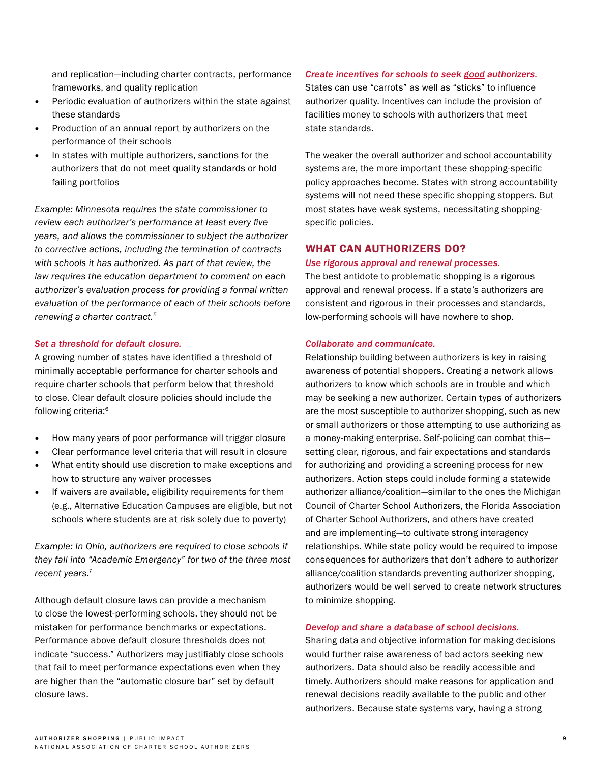and replication—including charter contracts, performance frameworks, and quality replication
- Periodic evaluation of authorizers within the state against these standards
- Production of an annual report by authorizers on the performance of their schools
- In states with multiple authorizers, sanctions for the authorizers that do not meet quality standards or hold failing portfolios

*Example: Minnesota requires the state commissioner to review each authorizer's performance at least every five years, and allows the commissioner to subject the authorizer to corrective actions, including the termination of contracts with schools it has authorized. As part of that review, the law requires the education department to comment on each authorizer's evaluation process for providing a formal written evaluation of the performance of each of their schools before renewing a charter contract.*[5]

*Set a threshold for default closure.*

A growing number of states have identified a threshold of minimally acceptable performance for charter schools and require charter schools that perform below that threshold to close. Clear default closure policies should include the following criteria:[6]

- How many years of poor performance will trigger closure
- Clear performance level criteria that will result in closure
- What entity should use discretion to make exceptions and how to structure any waiver processes
- If waivers are available, eligibility requirements for them (e.g., Alternative Education Campuses are eligible, but not schools where students are at risk solely due to poverty)

*Example: In Ohio, authorizers are required to close schools if they fall into "Academic Emergency" for two of the three most recent years.*[7]

Although default closure laws can provide a mechanism to close the lowest-performing schools, they should not be mistaken for performance benchmarks or expectations. Performance above default closure thresholds does not indicate "success." Authorizers may justifiably close schools that fail to meet performance expectations even when they are higher than the "automatic closure bar" set by default closure laws.

*Create incentives for schools to seek good authorizers.*

States can use "carrots" as well as "sticks" to influence authorizer quality. Incentives can include the provision of facilities money to schools with authorizers that meet state standards.

The weaker the overall authorizer and school accountability systems are, the more important these shopping-specific policy approaches become. States with strong accountability systems will not need these specific shopping stoppers. But most states have weak systems, necessitating shopping-specific policies.

## WHAT CAN AUTHORIZERS DO?

*Use rigorous approval and renewal processes.*

The best antidote to problematic shopping is a rigorous approval and renewal process. If a state's authorizers are consistent and rigorous in their processes and standards, low-performing schools will have nowhere to shop.

*Collaborate and communicate.*

Relationship building between authorizers is key in raising awareness of potential shoppers. Creating a network allows authorizers to know which schools are in trouble and which may be seeking a new authorizer. Certain types of authorizers are the most susceptible to authorizer shopping, such as new or small authorizers or those attempting to use authorizing as a money-making enterprise. Self-policing can combat this—setting clear, rigorous, and fair expectations and standards for authorizing and providing a screening process for new authorizers. Action steps could include forming a statewide authorizer alliance/coalition—similar to the ones the Michigan Council of Charter School Authorizers, the Florida Association of Charter School Authorizers, and others have created and are implementing—to cultivate strong interagency relationships. While state policy would be required to impose consequences for authorizers that don't adhere to authorizer alliance/coalition standards preventing authorizer shopping, authorizers would be well served to create network structures to minimize shopping.

*Develop and share a database of school decisions.*

Sharing data and objective information for making decisions would further raise awareness of bad actors seeking new authorizers. Data should also be readily accessible and timely. Authorizers should make reasons for application and renewal decisions readily available to the public and other authorizers. Because state systems vary, having a strong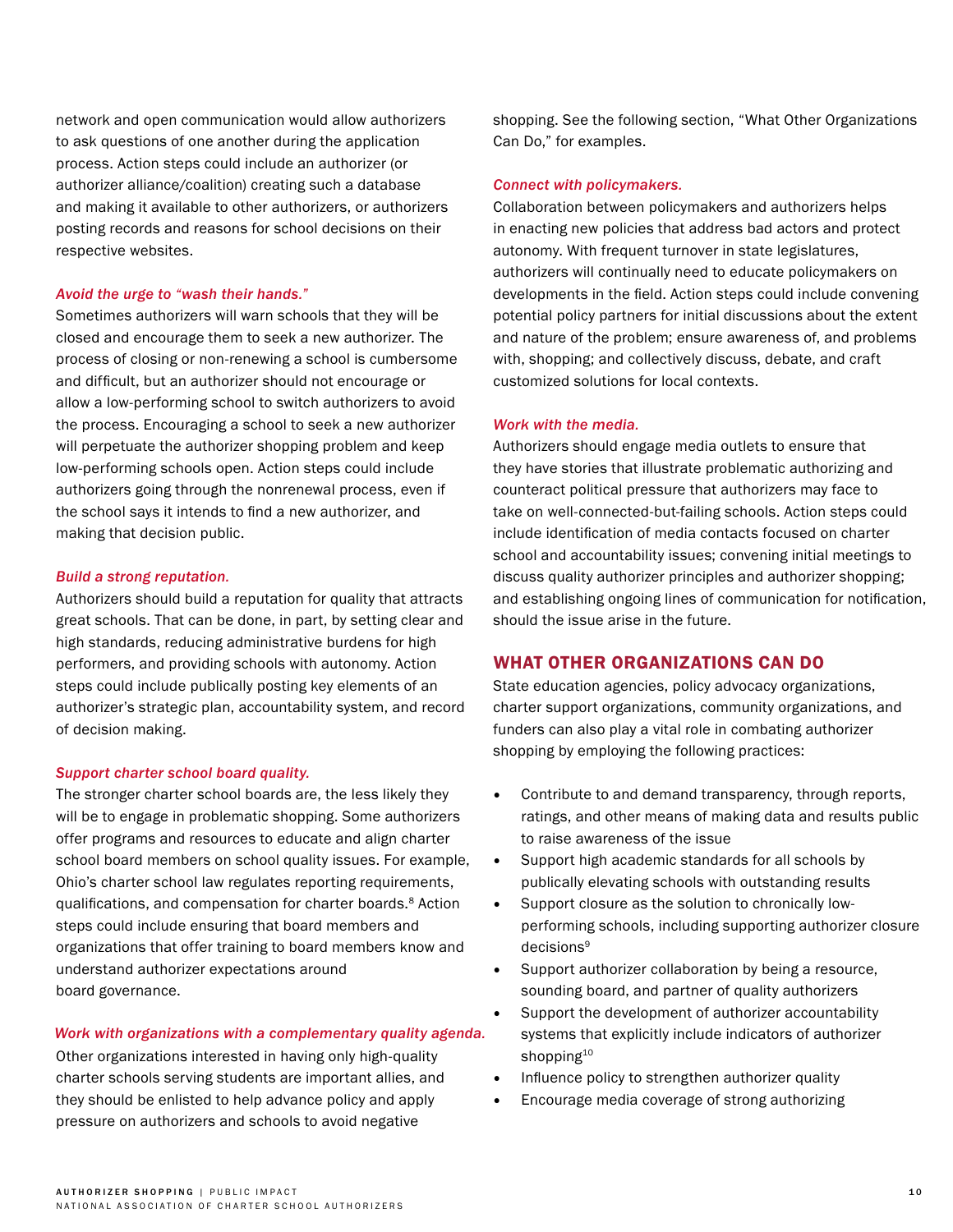network and open communication would allow authorizers to ask questions of one another during the application process. Action steps could include an authorizer (or authorizer alliance/coalition) creating such a database and making it available to other authorizers, or authorizers posting records and reasons for school decisions on their respective websites.

*Avoid the urge to "wash their hands."*

Sometimes authorizers will warn schools that they will be closed and encourage them to seek a new authorizer. The process of closing or non-renewing a school is cumbersome and difficult, but an authorizer should not encourage or allow a low-performing school to switch authorizers to avoid the process. Encouraging a school to seek a new authorizer will perpetuate the authorizer shopping problem and keep low-performing schools open. Action steps could include authorizers going through the nonrenewal process, even if the school says it intends to find a new authorizer, and making that decision public.

*Build a strong reputation.*

Authorizers should build a reputation for quality that attracts great schools. That can be done, in part, by setting clear and high standards, reducing administrative burdens for high performers, and providing schools with autonomy. Action steps could include publically posting key elements of an authorizer's strategic plan, accountability system, and record of decision making.

*Support charter school board quality.*

The stronger charter school boards are, the less likely they will be to engage in problematic shopping. Some authorizers offer programs and resources to educate and align charter school board members on school quality issues. For example, Ohio's charter school law regulates reporting requirements, qualifications, and compensation for charter boards.[8] Action steps could include ensuring that board members and organizations that offer training to board members know and understand authorizer expectations around board governance.

*Work with organizations with a complementary quality agenda.*

Other organizations interested in having only high-quality charter schools serving students are important allies, and they should be enlisted to help advance policy and apply pressure on authorizers and schools to avoid negative shopping. See the following section, "What Other Organizations Can Do," for examples.

*Connect with policymakers.*

Collaboration between policymakers and authorizers helps in enacting new policies that address bad actors and protect autonomy. With frequent turnover in state legislatures, authorizers will continually need to educate policymakers on developments in the field. Action steps could include convening potential policy partners for initial discussions about the extent and nature of the problem; ensure awareness of, and problems with, shopping; and collectively discuss, debate, and craft customized solutions for local contexts.

*Work with the media.*

Authorizers should engage media outlets to ensure that they have stories that illustrate problematic authorizing and counteract political pressure that authorizers may face to take on well-connected-but-failing schools. Action steps could include identification of media contacts focused on charter school and accountability issues; convening initial meetings to discuss quality authorizer principles and authorizer shopping; and establishing ongoing lines of communication for notification, should the issue arise in the future.

## WHAT OTHER ORGANIZATIONS CAN DO

State education agencies, policy advocacy organizations, charter support organizations, community organizations, and funders can also play a vital role in combating authorizer shopping by employing the following practices:

- Contribute to and demand transparency, through reports, ratings, and other means of making data and results public to raise awareness of the issue
- Support high academic standards for all schools by publically elevating schools with outstanding results
- Support closure as the solution to chronically low-performing schools, including supporting authorizer closure decisions[9]
- Support authorizer collaboration by being a resource, sounding board, and partner of quality authorizers
- Support the development of authorizer accountability systems that explicitly include indicators of authorizer shopping[10]
- Influence policy to strengthen authorizer quality
- Encourage media coverage of strong authorizing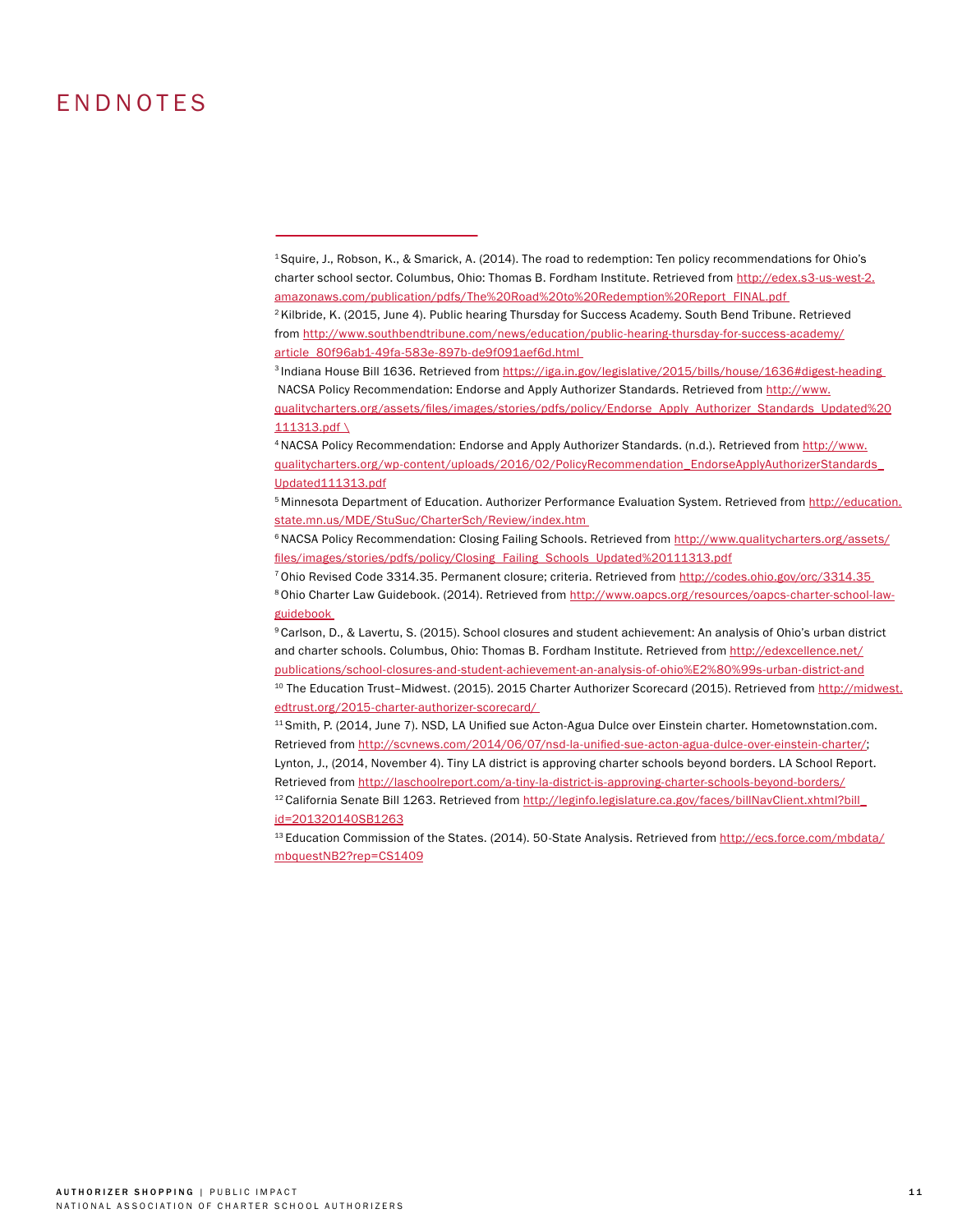# ENDNOTES

[1] Squire, J., Robson, K., & Smarick, A. (2014). The road to redemption: Ten policy recommendations for Ohio's charter school sector. Columbus, Ohio: Thomas B. Fordham Institute. Retrieved from http://edex.s3-us-west-2.amazonaws.com/publication/pdfs/The%20Road%20to%20Redemption%20Report_FINAL.pdf

[2] Kilbride, K. (2015, June 4). Public hearing Thursday for Success Academy. South Bend Tribune. Retrieved from http://www.southbendtribune.com/news/education/public-hearing-thursday-for-success-academy/article_80f96ab1-49fa-583e-897b-de9f091aef6d.html

[3] Indiana House Bill 1636. Retrieved from https://iga.in.gov/legislative/2015/bills/house/1636#digest-heading NACSA Policy Recommendation: Endorse and Apply Authorizer Standards. Retrieved from http://www.qualitycharters.org/assets/files/images/stories/pdfs/policy/Endorse_Apply_Authorizer_Standards_Updated%20111313.pdf \

[4] NACSA Policy Recommendation: Endorse and Apply Authorizer Standards. (n.d.). Retrieved from http://www.qualitycharters.org/wp-content/uploads/2016/02/PolicyRecommendation_EndorseApplyAuthorizerStandards_Updated111313.pdf

[5] Minnesota Department of Education. Authorizer Performance Evaluation System. Retrieved from http://education.state.mn.us/MDE/StuSuc/CharterSch/Review/index.htm

[6] NACSA Policy Recommendation: Closing Failing Schools. Retrieved from http://www.qualitycharters.org/assets/files/images/stories/pdfs/policy/Closing_Failing_Schools_Updated%20111313.pdf

[7] Ohio Revised Code 3314.35. Permanent closure; criteria. Retrieved from http://codes.ohio.gov/orc/3314.35

[8] Ohio Charter Law Guidebook. (2014). Retrieved from http://www.oapcs.org/resources/oapcs-charter-school-law-guidebook

[9] Carlson, D., & Lavertu, S. (2015). School closures and student achievement: An analysis of Ohio's urban district and charter schools. Columbus, Ohio: Thomas B. Fordham Institute. Retrieved from http://edexcellence.net/publications/school-closures-and-student-achievement-an-analysis-of-ohio%E2%80%99s-urban-district-and

[10] The Education Trust–Midwest. (2015). 2015 Charter Authorizer Scorecard (2015). Retrieved from http://midwest.edtrust.org/2015-charter-authorizer-scorecard/

[11] Smith, P. (2014, June 7). NSD, LA Unified sue Acton-Agua Dulce over Einstein charter. Hometownstation.com. Retrieved from http://scvnews.com/2014/06/07/nsd-la-unified-sue-acton-agua-dulce-over-einstein-charter/; Lynton, J., (2014, November 4). Tiny LA district is approving charter schools beyond borders. LA School Report. Retrieved from http://laschoolreport.com/a-tiny-la-district-is-approving-charter-schools-beyond-borders/

[12] California Senate Bill 1263. Retrieved from http://leginfo.legislature.ca.gov/faces/billNavClient.xhtml?bill_id=201320140SB1263

[13] Education Commission of the States. (2014). 50-State Analysis. Retrieved from http://ecs.force.com/mbdata/mbquestNB2?rep=CS1409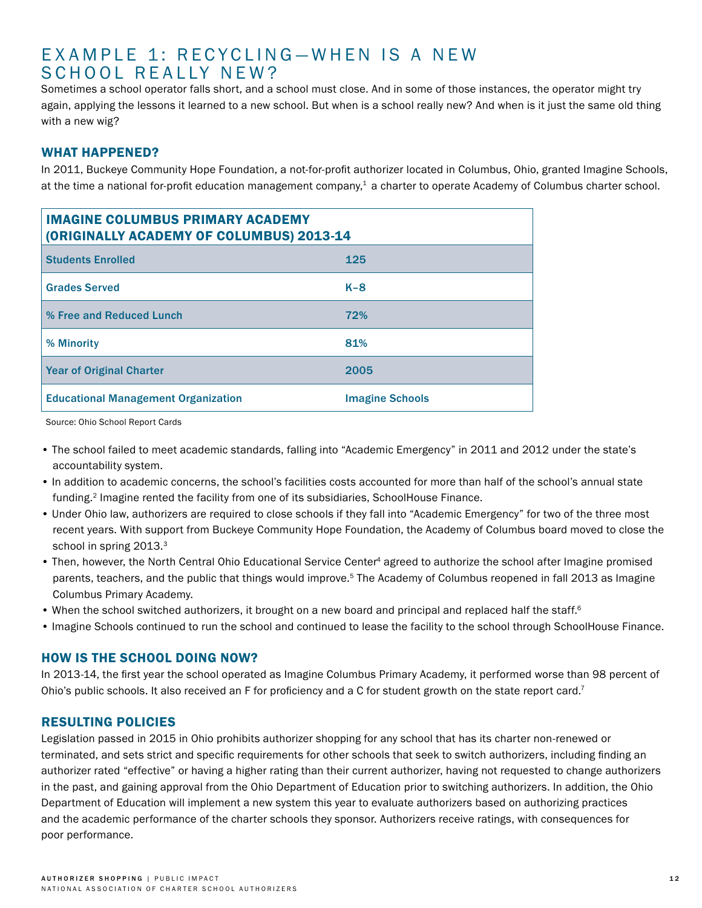## EXAMPLE 1: RECYCLING—WHEN IS A NEW SCHOOL REALLY NEW?

Sometimes a school operator falls short, and a school must close. And in some of those instances, the operator might try again, applying the lessons it learned to a new school. But when is a school really new? And when is it just the same old thing with a new wig?

### WHAT HAPPENED?

In 2011, Buckeye Community Hope Foundation, a not-for-profit authorizer located in Columbus, Ohio, granted Imagine Schools, at the time a national for-profit education management company,[1] a charter to operate Academy of Columbus charter school.

| IMAGINE COLUMBUS PRIMARY ACADEMY (ORIGINALLY ACADEMY OF COLUMBUS) 2013-14 | |
|---|---|
| Students Enrolled | 125 |
| Grades Served | K–8 |
| % Free and Reduced Lunch | 72% |
| % Minority | 81% |
| Year of Original Charter | 2005 |
| Educational Management Organization | Imagine Schools |

Source: Ohio School Report Cards

- The school failed to meet academic standards, falling into "Academic Emergency" in 2011 and 2012 under the state's accountability system.
- In addition to academic concerns, the school's facilities costs accounted for more than half of the school's annual state funding.[2] Imagine rented the facility from one of its subsidiaries, SchoolHouse Finance.
- Under Ohio law, authorizers are required to close schools if they fall into "Academic Emergency" for two of the three most recent years. With support from Buckeye Community Hope Foundation, the Academy of Columbus board moved to close the school in spring 2013.[3]
- Then, however, the North Central Ohio Educational Service Center[4] agreed to authorize the school after Imagine promised parents, teachers, and the public that things would improve.[5] The Academy of Columbus reopened in fall 2013 as Imagine Columbus Primary Academy.
- When the school switched authorizers, it brought on a new board and principal and replaced half the staff.[6]
- Imagine Schools continued to run the school and continued to lease the facility to the school through SchoolHouse Finance.

### HOW IS THE SCHOOL DOING NOW?

In 2013-14, the first year the school operated as Imagine Columbus Primary Academy, it performed worse than 98 percent of Ohio's public schools. It also received an F for proficiency and a C for student growth on the state report card.[7]

### RESULTING POLICIES

Legislation passed in 2015 in Ohio prohibits authorizer shopping for any school that has its charter non-renewed or terminated, and sets strict and specific requirements for other schools that seek to switch authorizers, including finding an authorizer rated "effective" or having a higher rating than their current authorizer, having not requested to change authorizers in the past, and gaining approval from the Ohio Department of Education prior to switching authorizers. In addition, the Ohio Department of Education will implement a new system this year to evaluate authorizers based on authorizing practices and the academic performance of the charter schools they sponsor. Authorizers receive ratings, with consequences for poor performance.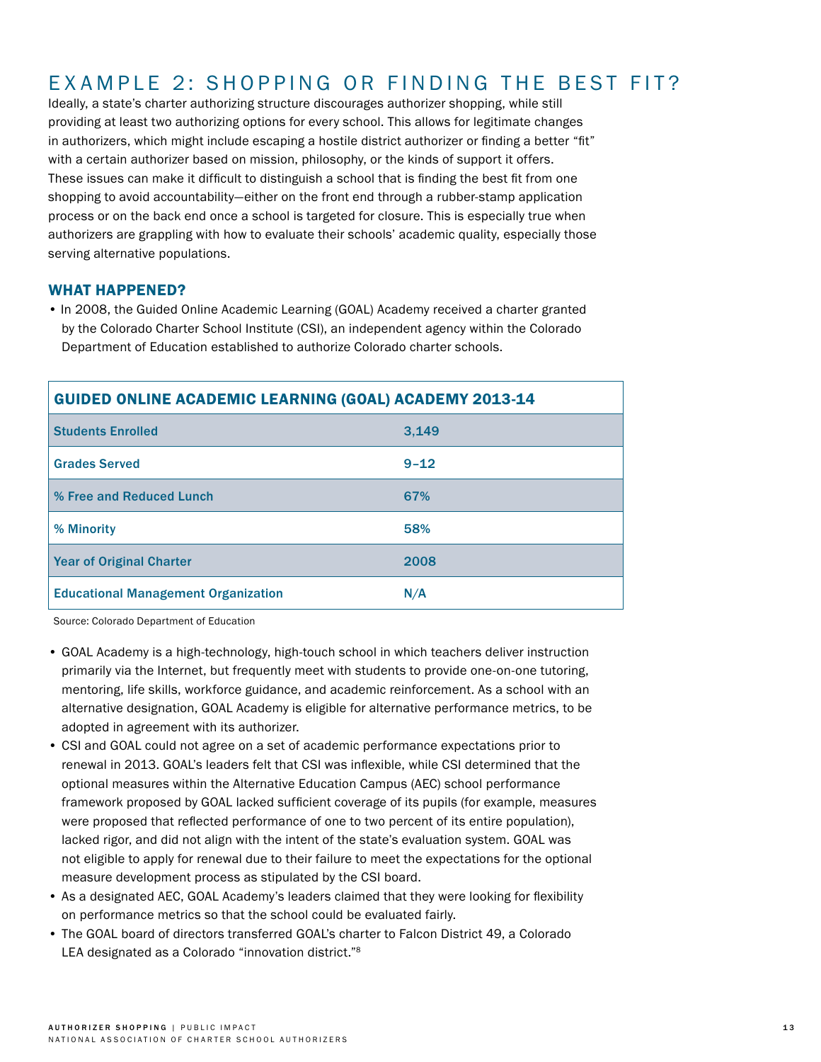## EXAMPLE 2: SHOPPING OR FINDING THE BEST FIT?

Ideally, a state's charter authorizing structure discourages authorizer shopping, while still providing at least two authorizing options for every school. This allows for legitimate changes in authorizers, which might include escaping a hostile district authorizer or finding a better "fit" with a certain authorizer based on mission, philosophy, or the kinds of support it offers. These issues can make it difficult to distinguish a school that is finding the best fit from one shopping to avoid accountability—either on the front end through a rubber-stamp application process or on the back end once a school is targeted for closure. This is especially true when authorizers are grappling with how to evaluate their schools' academic quality, especially those serving alternative populations.

### WHAT HAPPENED?

- In 2008, the Guided Online Academic Learning (GOAL) Academy received a charter granted by the Colorado Charter School Institute (CSI), an independent agency within the Colorado Department of Education established to authorize Colorado charter schools.

| GUIDED ONLINE ACADEMIC LEARNING (GOAL) ACADEMY 2013-14 | |
|---|---|
| Students Enrolled | 3,149 |
| Grades Served | 9–12 |
| % Free and Reduced Lunch | 67% |
| % Minority | 58% |
| Year of Original Charter | 2008 |
| Educational Management Organization | N/A |

Source: Colorado Department of Education

- GOAL Academy is a high-technology, high-touch school in which teachers deliver instruction primarily via the Internet, but frequently meet with students to provide one-on-one tutoring, mentoring, life skills, workforce guidance, and academic reinforcement. As a school with an alternative designation, GOAL Academy is eligible for alternative performance metrics, to be adopted in agreement with its authorizer.
- CSI and GOAL could not agree on a set of academic performance expectations prior to renewal in 2013. GOAL's leaders felt that CSI was inflexible, while CSI determined that the optional measures within the Alternative Education Campus (AEC) school performance framework proposed by GOAL lacked sufficient coverage of its pupils (for example, measures were proposed that reflected performance of one to two percent of its entire population), lacked rigor, and did not align with the intent of the state's evaluation system. GOAL was not eligible to apply for renewal due to their failure to meet the expectations for the optional measure development process as stipulated by the CSI board.
- As a designated AEC, GOAL Academy's leaders claimed that they were looking for flexibility on performance metrics so that the school could be evaluated fairly.
- The GOAL board of directors transferred GOAL's charter to Falcon District 49, a Colorado LEA designated as a Colorado "innovation district."[8]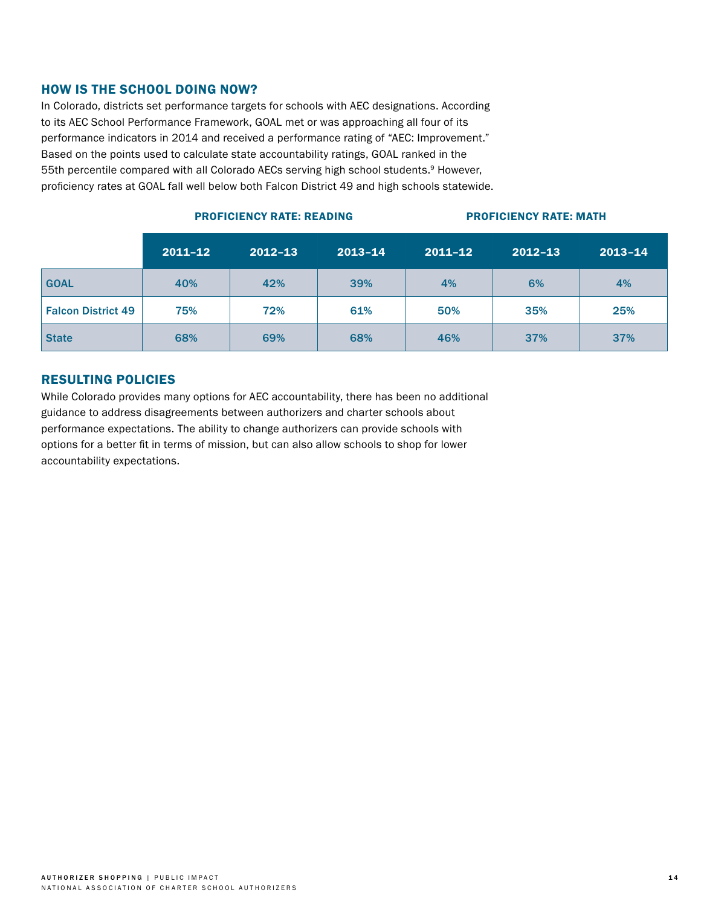## HOW IS THE SCHOOL DOING NOW?

In Colorado, districts set performance targets for schools with AEC designations. According to its AEC School Performance Framework, GOAL met or was approaching all four of its performance indicators in 2014 and received a performance rating of "AEC: Improvement." Based on the points used to calculate state accountability ratings, GOAL ranked in the 55th percentile compared with all Colorado AECs serving high school students.[9] However, proficiency rates at GOAL fall well below both Falcon District 49 and high schools statewide.

| | PROFICIENCY RATE: READING | | | PROFICIENCY RATE: MATH | | |
|---|---|---|---|---|---|---|
| | 2011–12 | 2012–13 | 2013–14 | 2011–12 | 2012–13 | 2013–14 |
| GOAL | 40% | 42% | 39% | 4% | 6% | 4% |
| Falcon District 49 | 75% | 72% | 61% | 50% | 35% | 25% |
| State | 68% | 69% | 68% | 46% | 37% | 37% |

## RESULTING POLICIES

While Colorado provides many options for AEC accountability, there has been no additional guidance to address disagreements between authorizers and charter schools about performance expectations. The ability to change authorizers can provide schools with options for a better fit in terms of mission, but can also allow schools to shop for lower accountability expectations.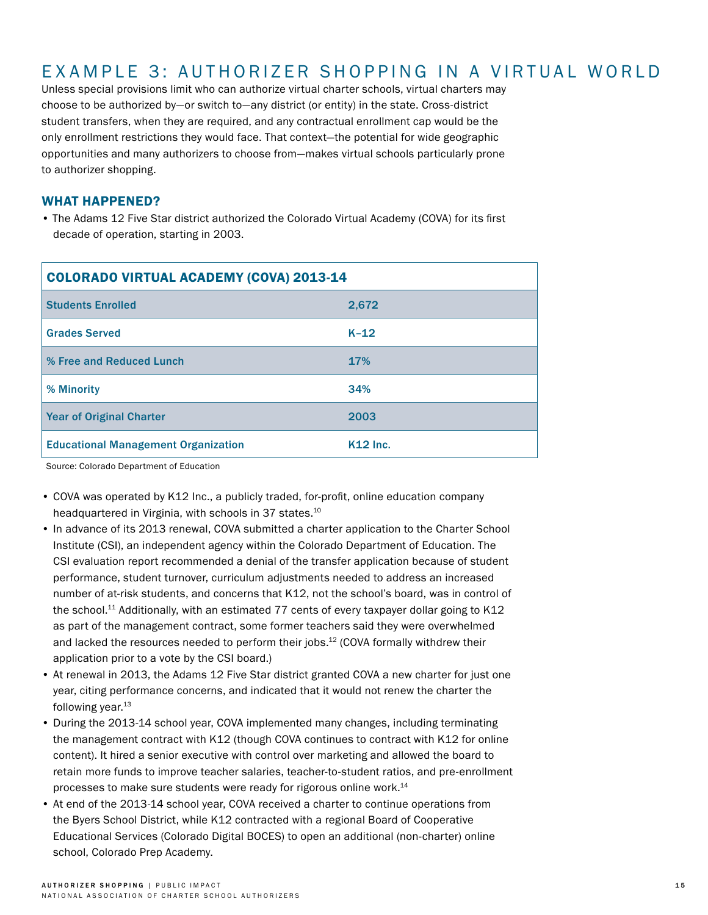## EXAMPLE 3: AUTHORIZER SHOPPING IN A VIRTUAL WORLD

Unless special provisions limit who can authorize virtual charter schools, virtual charters may choose to be authorized by—or switch to—any district (or entity) in the state. Cross-district student transfers, when they are required, and any contractual enrollment cap would be the only enrollment restrictions they would face. That context—the potential for wide geographic opportunities and many authorizers to choose from—makes virtual schools particularly prone to authorizer shopping.

### WHAT HAPPENED?

- The Adams 12 Five Star district authorized the Colorado Virtual Academy (COVA) for its first decade of operation, starting in 2003.

| COLORADO VIRTUAL ACADEMY (COVA) 2013-14 | |
|---|---|
| Students Enrolled | 2,672 |
| Grades Served | K–12 |
| % Free and Reduced Lunch | 17% |
| % Minority | 34% |
| Year of Original Charter | 2003 |
| Educational Management Organization | K12 Inc. |

Source: Colorado Department of Education

- COVA was operated by K12 Inc., a publicly traded, for-profit, online education company headquartered in Virginia, with schools in 37 states.[10]
- In advance of its 2013 renewal, COVA submitted a charter application to the Charter School Institute (CSI), an independent agency within the Colorado Department of Education. The CSI evaluation report recommended a denial of the transfer application because of student performance, student turnover, curriculum adjustments needed to address an increased number of at-risk students, and concerns that K12, not the school's board, was in control of the school.[11] Additionally, with an estimated 77 cents of every taxpayer dollar going to K12 as part of the management contract, some former teachers said they were overwhelmed and lacked the resources needed to perform their jobs.[12] (COVA formally withdrew their application prior to a vote by the CSI board.)
- At renewal in 2013, the Adams 12 Five Star district granted COVA a new charter for just one year, citing performance concerns, and indicated that it would not renew the charter the following year.[13]
- During the 2013-14 school year, COVA implemented many changes, including terminating the management contract with K12 (though COVA continues to contract with K12 for online content). It hired a senior executive with control over marketing and allowed the board to retain more funds to improve teacher salaries, teacher-to-student ratios, and pre-enrollment processes to make sure students were ready for rigorous online work.[14]
- At end of the 2013-14 school year, COVA received a charter to continue operations from the Byers School District, while K12 contracted with a regional Board of Cooperative Educational Services (Colorado Digital BOCES) to open an additional (non-charter) online school, Colorado Prep Academy.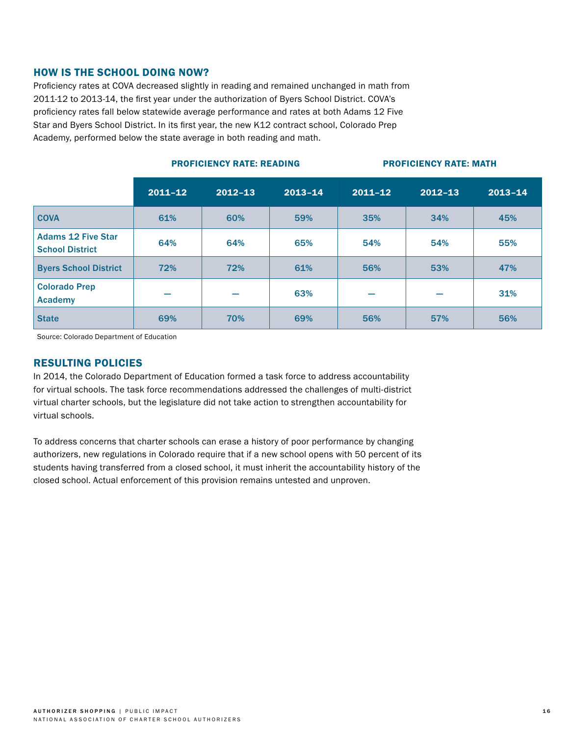## HOW IS THE SCHOOL DOING NOW?

Proficiency rates at COVA decreased slightly in reading and remained unchanged in math from 2011-12 to 2013-14, the first year under the authorization of Byers School District. COVA's proficiency rates fall below statewide average performance and rates at both Adams 12 Five Star and Byers School District. In its first year, the new K12 contract school, Colorado Prep Academy, performed below the state average in both reading and math.

| | PROFICIENCY RATE: READING | | | PROFICIENCY RATE: MATH | | |
|---|---|---|---|---|---|---|
| | 2011–12 | 2012–13 | 2013–14 | 2011–12 | 2012–13 | 2013–14 |
| COVA | 61% | 60% | 59% | 35% | 34% | 45% |
| Adams 12 Five Star School District | 64% | 64% | 65% | 54% | 54% | 55% |
| Byers School District | 72% | 72% | 61% | 56% | 53% | 47% |
| Colorado Prep Academy | — | — | 63% | — | — | 31% |
| State | 69% | 70% | 69% | 56% | 57% | 56% |

Source: Colorado Department of Education

## RESULTING POLICIES

In 2014, the Colorado Department of Education formed a task force to address accountability for virtual schools. The task force recommendations addressed the challenges of multi-district virtual charter schools, but the legislature did not take action to strengthen accountability for virtual schools.

To address concerns that charter schools can erase a history of poor performance by changing authorizers, new regulations in Colorado require that if a new school opens with 50 percent of its students having transferred from a closed school, it must inherit the accountability history of the closed school. Actual enforcement of this provision remains untested and unproven.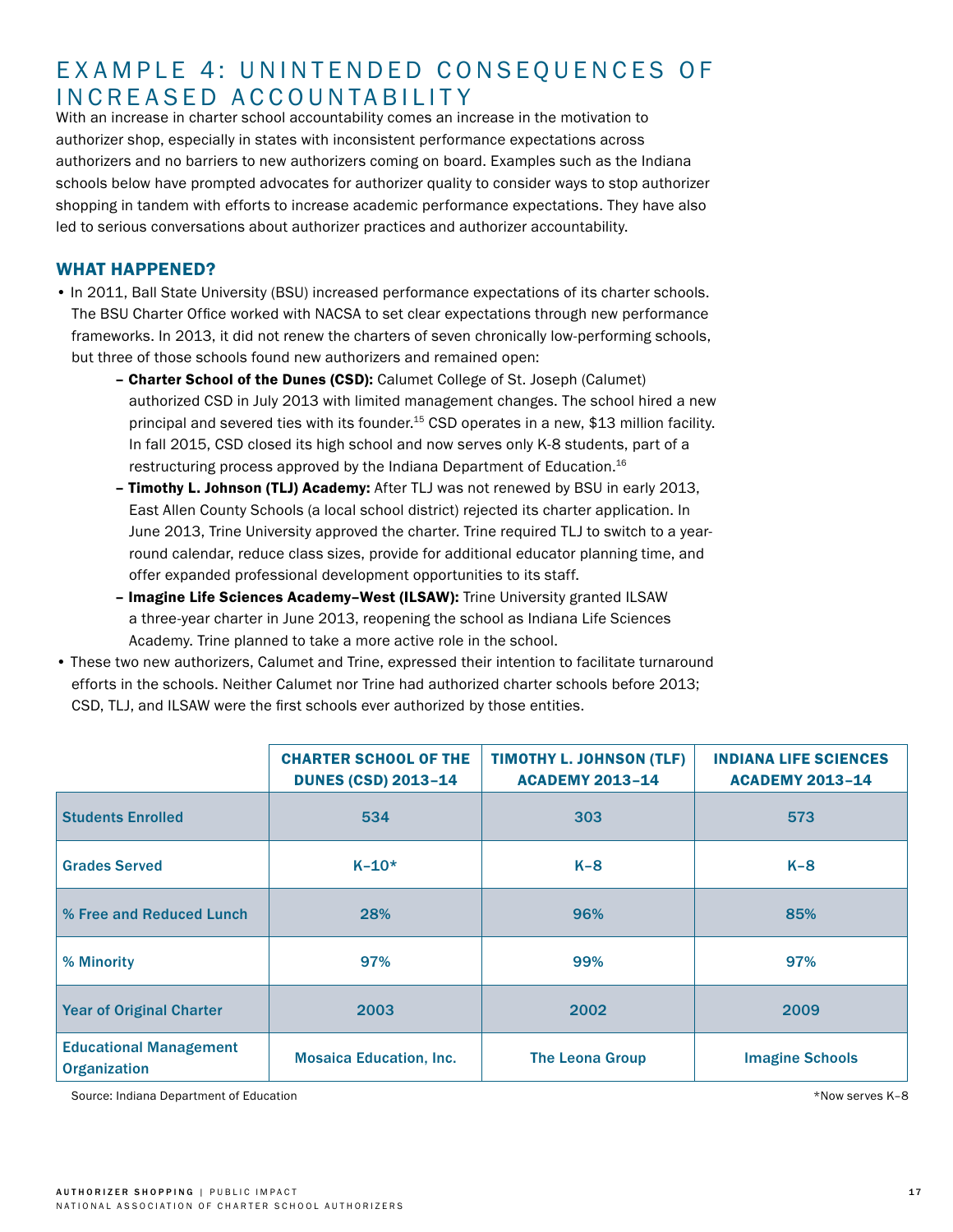# EXAMPLE 4: UNINTENDED CONSEQUENCES OF INCREASED ACCOUNTABILITY

With an increase in charter school accountability comes an increase in the motivation to authorizer shop, especially in states with inconsistent performance expectations across authorizers and no barriers to new authorizers coming on board. Examples such as the Indiana schools below have prompted advocates for authorizer quality to consider ways to stop authorizer shopping in tandem with efforts to increase academic performance expectations. They have also led to serious conversations about authorizer practices and authorizer accountability.

## WHAT HAPPENED?

- In 2011, Ball State University (BSU) increased performance expectations of its charter schools. The BSU Charter Office worked with NACSA to set clear expectations through new performance frameworks. In 2013, it did not renew the charters of seven chronically low-performing schools, but three of those schools found new authorizers and remained open:
  - **Charter School of the Dunes (CSD):** Calumet College of St. Joseph (Calumet) authorized CSD in July 2013 with limited management changes. The school hired a new principal and severed ties with its founder.[15] CSD operates in a new, $13 million facility. In fall 2015, CSD closed its high school and now serves only K-8 students, part of a restructuring process approved by the Indiana Department of Education.[16]
  - **Timothy L. Johnson (TLJ) Academy:** After TLJ was not renewed by BSU in early 2013, East Allen County Schools (a local school district) rejected its charter application. In June 2013, Trine University approved the charter. Trine required TLJ to switch to a year-round calendar, reduce class sizes, provide for additional educator planning time, and offer expanded professional development opportunities to its staff.
  - **Imagine Life Sciences Academy–West (ILSAW):** Trine University granted ILSAW a three-year charter in June 2013, reopening the school as Indiana Life Sciences Academy. Trine planned to take a more active role in the school.
- These two new authorizers, Calumet and Trine, expressed their intention to facilitate turnaround efforts in the schools. Neither Calumet nor Trine had authorized charter schools before 2013; CSD, TLJ, and ILSAW were the first schools ever authorized by those entities.

| | CHARTER SCHOOL OF THE DUNES (CSD) 2013–14 | TIMOTHY L. JOHNSON (TLF) ACADEMY 2013–14 | INDIANA LIFE SCIENCES ACADEMY 2013–14 |
|---|---|---|---|
| Students Enrolled | 534 | 303 | 573 |
| Grades Served | K–10* | K–8 | K–8 |
| % Free and Reduced Lunch | 28% | 96% | 85% |
| % Minority | 97% | 99% | 97% |
| Year of Original Charter | 2003 | 2002 | 2009 |
| Educational Management Organization | Mosaica Education, Inc. | The Leona Group | Imagine Schools |

Source: Indiana Department of Education

*Now serves K–8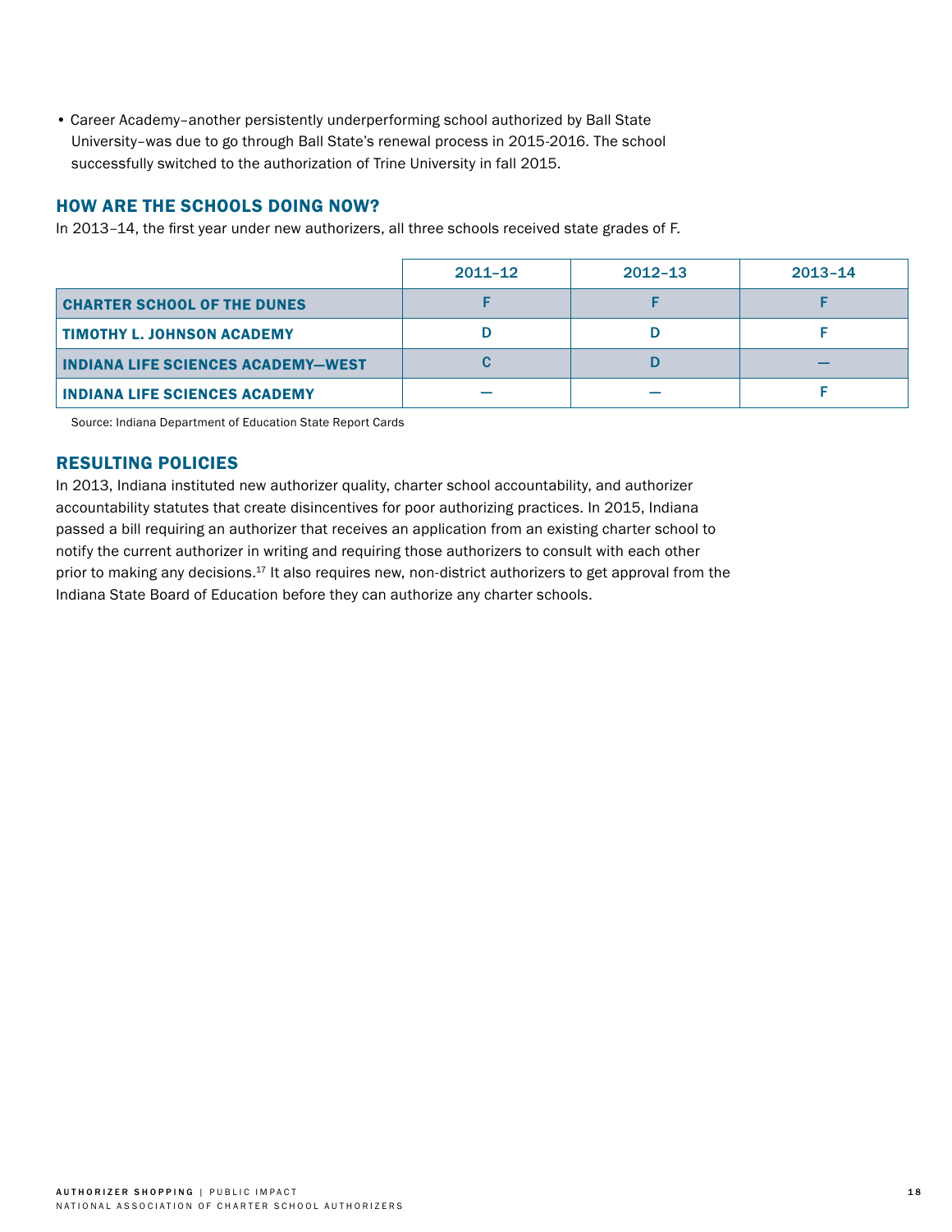- Career Academy–another persistently underperforming school authorized by Ball State University–was due to go through Ball State's renewal process in 2015-2016. The school successfully switched to the authorization of Trine University in fall 2015.

## HOW ARE THE SCHOOLS DOING NOW?

In 2013–14, the first year under new authorizers, all three schools received state grades of F.

| | 2011–12 | 2012–13 | 2013–14 |
|---|---|---|---|
| **CHARTER SCHOOL OF THE DUNES** | F | F | F |
| **TIMOTHY L. JOHNSON ACADEMY** | D | D | F |
| **INDIANA LIFE SCIENCES ACADEMY—WEST** | C | D | — |
| **INDIANA LIFE SCIENCES ACADEMY** | — | — | F |

Source: Indiana Department of Education State Report Cards

## RESULTING POLICIES

In 2013, Indiana instituted new authorizer quality, charter school accountability, and authorizer accountability statutes that create disincentives for poor authorizing practices. In 2015, Indiana passed a bill requiring an authorizer that receives an application from an existing charter school to notify the current authorizer in writing and requiring those authorizers to consult with each other prior to making any decisions.[17] It also requires new, non-district authorizers to get approval from the Indiana State Board of Education before they can authorize any charter schools.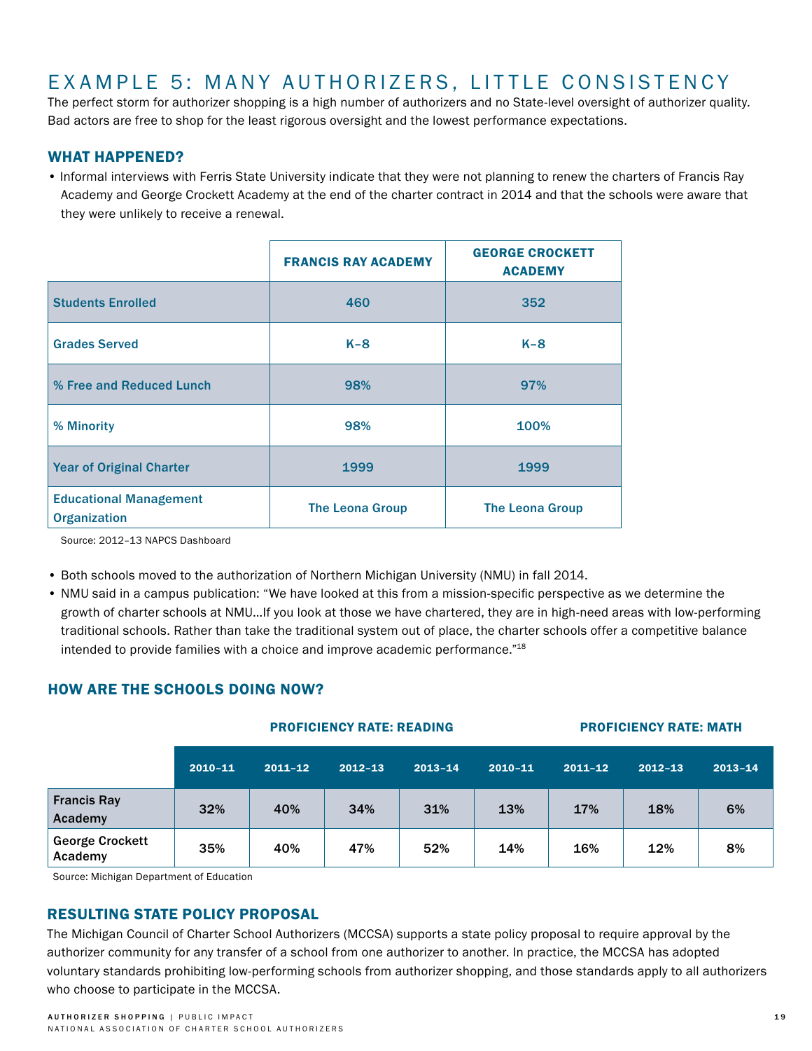# EXAMPLE 5: MANY AUTHORIZERS, LITTLE CONSISTENCY

The perfect storm for authorizer shopping is a high number of authorizers and no State-level oversight of authorizer quality. Bad actors are free to shop for the least rigorous oversight and the lowest performance expectations.

## WHAT HAPPENED?

- Informal interviews with Ferris State University indicate that they were not planning to renew the charters of Francis Ray Academy and George Crockett Academy at the end of the charter contract in 2014 and that the schools were aware that they were unlikely to receive a renewal.

| | FRANCIS RAY ACADEMY | GEORGE CROCKETT ACADEMY |
|---|---|---|
| Students Enrolled | 460 | 352 |
| Grades Served | K–8 | K–8 |
| % Free and Reduced Lunch | 98% | 97% |
| % Minority | 98% | 100% |
| Year of Original Charter | 1999 | 1999 |
| Educational Management Organization | The Leona Group | The Leona Group |

Source: 2012–13 NAPCS Dashboard

- Both schools moved to the authorization of Northern Michigan University (NMU) in fall 2014.
- NMU said in a campus publication: "We have looked at this from a mission-specific perspective as we determine the growth of charter schools at NMU…If you look at those we have chartered, they are in high-need areas with low-performing traditional schools. Rather than take the traditional system out of place, the charter schools offer a competitive balance intended to provide families with a choice and improve academic performance."[18]

## HOW ARE THE SCHOOLS DOING NOW?

| | PROFICIENCY RATE: READING | | | | PROFICIENCY RATE: MATH | | | |
|---|---|---|---|---|---|---|---|---|
| | 2010–11 | 2011–12 | 2012–13 | 2013–14 | 2010–11 | 2011–12 | 2012–13 | 2013–14 |
| Francis Ray Academy | 32% | 40% | 34% | 31% | 13% | 17% | 18% | 6% |
| George Crockett Academy | 35% | 40% | 47% | 52% | 14% | 16% | 12% | 8% |

Source: Michigan Department of Education

## RESULTING STATE POLICY PROPOSAL

The Michigan Council of Charter School Authorizers (MCCSA) supports a state policy proposal to require approval by the authorizer community for any transfer of a school from one authorizer to another. In practice, the MCCSA has adopted voluntary standards prohibiting low-performing schools from authorizer shopping, and those standards apply to all authorizers who choose to participate in the MCCSA.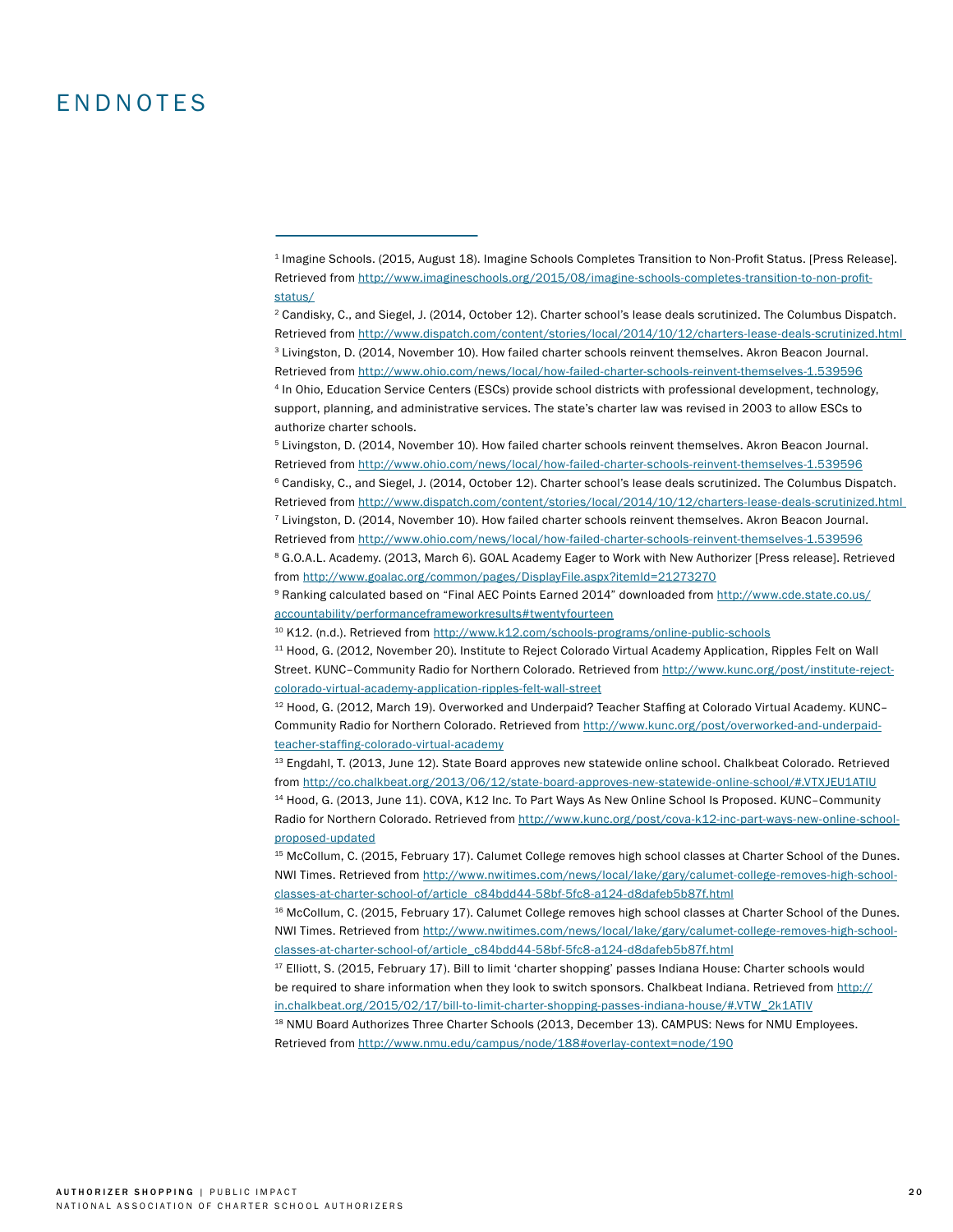# ENDNOTES

[1] Imagine Schools. (2015, August 18). Imagine Schools Completes Transition to Non-Profit Status. [Press Release]. Retrieved from http://www.imagineschools.org/2015/08/imagine-schools-completes-transition-to-non-profit-status/

[2] Candisky, C., and Siegel, J. (2014, October 12). Charter school's lease deals scrutinized. The Columbus Dispatch. Retrieved from http://www.dispatch.com/content/stories/local/2014/10/12/charters-lease-deals-scrutinized.html

[3] Livingston, D. (2014, November 10). How failed charter schools reinvent themselves. Akron Beacon Journal. Retrieved from http://www.ohio.com/news/local/how-failed-charter-schools-reinvent-themselves-1.539596

[4] In Ohio, Education Service Centers (ESCs) provide school districts with professional development, technology, support, planning, and administrative services. The state's charter law was revised in 2003 to allow ESCs to authorize charter schools.

[5] Livingston, D. (2014, November 10). How failed charter schools reinvent themselves. Akron Beacon Journal. Retrieved from http://www.ohio.com/news/local/how-failed-charter-schools-reinvent-themselves-1.539596

[6] Candisky, C., and Siegel, J. (2014, October 12). Charter school's lease deals scrutinized. The Columbus Dispatch. Retrieved from http://www.dispatch.com/content/stories/local/2014/10/12/charters-lease-deals-scrutinized.html

[7] Livingston, D. (2014, November 10). How failed charter schools reinvent themselves. Akron Beacon Journal. Retrieved from http://www.ohio.com/news/local/how-failed-charter-schools-reinvent-themselves-1.539596

[8] G.O.A.L. Academy. (2013, March 6). GOAL Academy Eager to Work with New Authorizer [Press release]. Retrieved from http://www.goalac.org/common/pages/DisplayFile.aspx?itemId=21273270

[9] Ranking calculated based on "Final AEC Points Earned 2014" downloaded from http://www.cde.state.co.us/accountability/performanceframeworkresults#twentyfourteen

[10] K12. (n.d.). Retrieved from http://www.k12.com/schools-programs/online-public-schools

[11] Hood, G. (2012, November 20). Institute to Reject Colorado Virtual Academy Application, Ripples Felt on Wall Street. KUNC–Community Radio for Northern Colorado. Retrieved from http://www.kunc.org/post/institute-reject-colorado-virtual-academy-application-ripples-felt-wall-street

[12] Hood, G. (2012, March 19). Overworked and Underpaid? Teacher Staffing at Colorado Virtual Academy. KUNC–Community Radio for Northern Colorado. Retrieved from http://www.kunc.org/post/overworked-and-underpaid-teacher-staffing-colorado-virtual-academy

[13] Engdahl, T. (2013, June 12). State Board approves new statewide online school. Chalkbeat Colorado. Retrieved from http://co.chalkbeat.org/2013/06/12/state-board-approves-new-statewide-online-school/#.VTXJEU1ATIU

[14] Hood, G. (2013, June 11). COVA, K12 Inc. To Part Ways As New Online School Is Proposed. KUNC–Community Radio for Northern Colorado. Retrieved from http://www.kunc.org/post/cova-k12-inc-part-ways-new-online-school-proposed-updated

[15] McCollum, C. (2015, February 17). Calumet College removes high school classes at Charter School of the Dunes. NWI Times. Retrieved from http://www.nwitimes.com/news/local/lake/gary/calumet-college-removes-high-school-classes-at-charter-school-of/article_c84bdd44-58bf-5fc8-a124-d8dafeb5b87f.html

[16] McCollum, C. (2015, February 17). Calumet College removes high school classes at Charter School of the Dunes. NWI Times. Retrieved from http://www.nwitimes.com/news/local/lake/gary/calumet-college-removes-high-school-classes-at-charter-school-of/article_c84bdd44-58bf-5fc8-a124-d8dafeb5b87f.html

[17] Elliott, S. (2015, February 17). Bill to limit 'charter shopping' passes Indiana House: Charter schools would be required to share information when they look to switch sponsors. Chalkbeat Indiana. Retrieved from http://in.chalkbeat.org/2015/02/17/bill-to-limit-charter-shopping-passes-indiana-house/#.VTW_2k1ATIV

[18] NMU Board Authorizes Three Charter Schools (2013, December 13). CAMPUS: News for NMU Employees. Retrieved from http://www.nmu.edu/campus/node/188#overlay-context=node/190